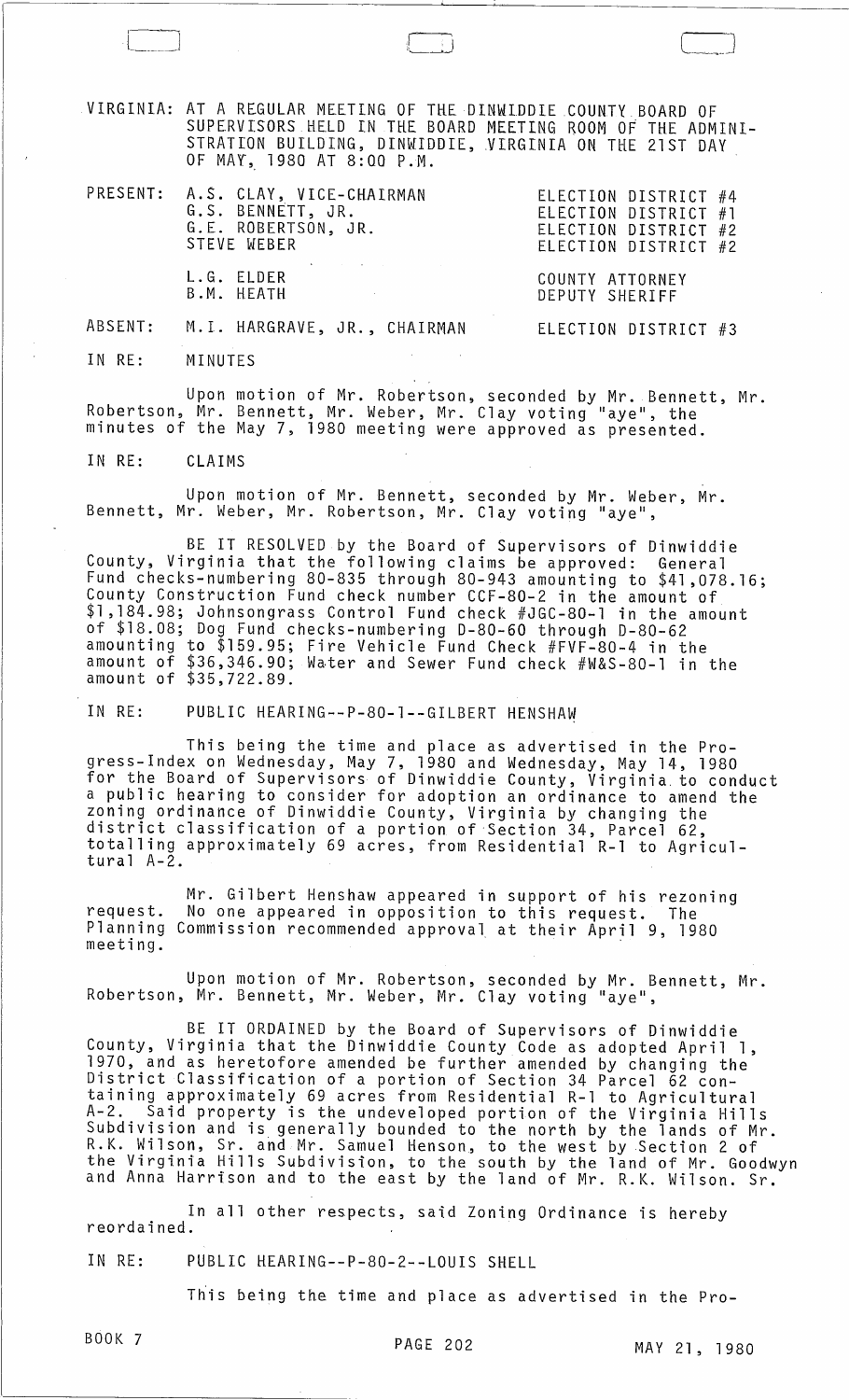VIRGINIA: AT A REGULAR MEETING OF THE DINWIDDIE COUNTY BOARD OF SUPERVISORS HELD IN THE BOARD MEETING ROOM OF THE ADMINISTRATION BUILDING, DINWIDDIE, VIRGINIA ON THE 21ST DAY OF MAY, 1980 AT 8:00 P.M.

| | | |
|---|---|---|
| PRESENT: | A.S. CLAY, VICE-CHAIRMAN | ELECTION DISTRICT #4 |
| | G.S. BENNETT, JR. | ELECTION DISTRICT #1 |
| | G.E. ROBERTSON, JR. | ELECTION DISTRICT #2 |
| | STEVE WEBER | ELECTION DISTRICT #2 |
| | L.G. ELDER | COUNTY ATTORNEY |
| | B.M. HEATH | DEPUTY SHERIFF |
| ABSENT: | M.I. HARGRAVE, JR., CHAIRMAN | ELECTION DISTRICT #3 |

IN RE: MINUTES

Upon motion of Mr. Robertson, seconded by Mr. Bennett, Mr. Robertson, Mr. Bennett, Mr. Weber, Mr. Clay voting "aye", the minutes of the May 7, 1980 meeting were approved as presented.

IN RE: CLAIMS

Upon motion of Mr. Bennett, seconded by Mr. Weber, Mr. Bennett, Mr. Weber, Mr. Robertson, Mr. Clay voting "aye",

BE IT RESOLVED by the Board of Supervisors of Dinwiddie County, Virginia that the following claims be approved: General Fund checks-numbering 80-835 through 80-943 amounting to $41,078.16; County Construction Fund check number CCF-80-2 in the amount of $1,184.98; Johnsongrass Control Fund check #JGC-80-1 in the amount of $18.08; Dog Fund checks-numbering D-80-60 through D-80-62 amounting to $159.95; Fire Vehicle Fund Check #FVF-80-4 in the amount of $36,346.90; Water and Sewer Fund check #W&S-80-1 in the amount of $35,722.89.

IN RE: PUBLIC HEARING--P-80-1--GILBERT HENSHAW

This being the time and place as advertised in the Progress-Index on Wednesday, May 7, 1980 and Wednesday, May 14, 1980 for the Board of Supervisors of Dinwiddie County, Virginia to conduct a public hearing to consider for adoption an ordinance to amend the zoning ordinance of Dinwiddie County, Virginia by changing the district classification of a portion of Section 34, Parcel 62, totalling approximately 69 acres, from Residential R-1 to Agricultural A-2.

Mr. Gilbert Henshaw appeared in support of his rezoning request. No one appeared in opposition to this request. The Planning Commission recommended approval at their April 9, 1980 meeting.

Upon motion of Mr. Robertson, seconded by Mr. Bennett, Mr. Robertson, Mr. Bennett, Mr. Weber, Mr. Clay voting "aye",

BE IT ORDAINED by the Board of Supervisors of Dinwiddie County, Virginia that the Dinwiddie County Code as adopted April 1, 1970, and as heretofore amended be further amended by changing the District Classification of a portion of Section 34 Parcel 62 containing approximately 69 acres from Residential R-1 to Agricultural A-2. Said property is the undeveloped portion of the Virginia Hills Subdivision and is generally bounded to the north by the lands of Mr. R.K. Wilson, Sr. and Mr. Samuel Henson, to the west by Section 2 of the Virginia Hills Subdivision, to the south by the land of Mr. Goodwyn and Anna Harrison and to the east by the land of Mr. R.K. Wilson. Sr.

In all other respects, said Zoning Ordinance is hereby reordained.

IN RE: PUBLIC HEARING--P-80-2--LOUIS SHELL

This being the time and place as advertised in the Pro-

BOOK 7 PAGE 202 MAY 21, 1980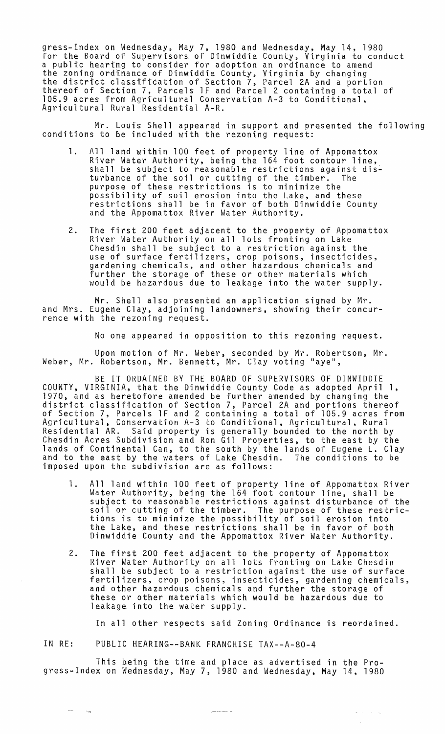gress-Index on Wednesday, May 7, 1980 and Wednesday, May 14, 1980 for the Board of Supervisors of Dinwiddie County, Virginia to conduct a public hearing to consider for adoption an ordinance to amend the zoning ordinance of Dinwiddie County, Virginia by changing the district classification of Section 7, Parcel 2A and a portion thereof of Section 7, Parcels 1F and Parcel 2 containing a total of 105.9 acres from Agricultural Conservation A-3 to Conditional, Agricultural Rural Residential A-R.

Mr. Louis Shell appeared in support and presented the following conditions to be included with the rezoning request:

1. All land within 100 feet of property line of Appomattox River Water Authority, being the 164 foot contour line, shall be subject to reasonable restrictions against disturbance of the soil or cutting of the timber. The purpose of these restrictions is to minimize the possibility of soil erosion into the Lake, and these restrictions shall be in favor of both Dinwiddie County and the Appomattox River Water Authority.

2. The first 200 feet adjacent to the property of Appomattox River Water Authority on all lots fronting on Lake Chesdin shall be subject to a restriction against the use of surface fertilizers, crop poisons, insecticides, gardening chemicals, and other hazardous chemicals and further the storage of these or other materials which would be hazardous due to leakage into the water supply.

Mr. Shell also presented an application signed by Mr. and Mrs. Eugene Clay, adjoining landowners, showing their concurrence with the rezoning request.

No one appeared in opposition to this rezoning request.

Upon motion of Mr. Weber, seconded by Mr. Robertson, Mr. Weber, Mr. Robertson, Mr. Bennett, Mr. Clay voting "aye",

BE IT ORDAINED BY THE BOARD OF SUPERVISORS OF DINWIDDIE COUNTY, VIRGINIA, that the Dinwiddie County Code as adopted April 1, 1970, and as heretofore amended be further amended by changing the district classification of Section 7, Parcel 2A and portions thereof of Section 7, Parcels 1F and 2 containing a total of 105.9 acres from Agricultural, Conservation A-3 to Conditional, Agricultural, Rural Residential AR. Said property is generally bounded to the north by Chesdin Acres Subdivision and Ron Gil Properties, to the east by the lands of Continental Can, to the south by the lands of Eugene L. Clay and to the east by the waters of Lake Chesdin. The conditions to be imposed upon the subdivision are as follows:

1. All land within 100 feet of property line of Appomattox River Water Authority, being the 164 foot contour line, shall be subject to reasonable restrictions against disturbance of the soil or cutting of the timber. The purpose of these restrictions is to minimize the possibility of soil erosion into the Lake, and these restrictions shall be in favor of both Dinwiddie County and the Appomattox River Water Authority.

2. The first 200 feet adjacent to the property of Appomattox River Water Authority on all lots fronting on Lake Chesdin shall be subject to a restriction against the use of surface fertilizers, crop poisons, insecticides, gardening chemicals, and other hazardous chemicals and further the storage of these or other materials which would be hazardous due to leakage into the water supply.

In all other respects said Zoning Ordinance is reordained.

IN RE: PUBLIC HEARING--BANK FRANCHISE TAX--A-80-4

This being the time and place as advertised in the Progress-Index on Wednesday, May 7, 1980 and Wednesday, May 14, 1980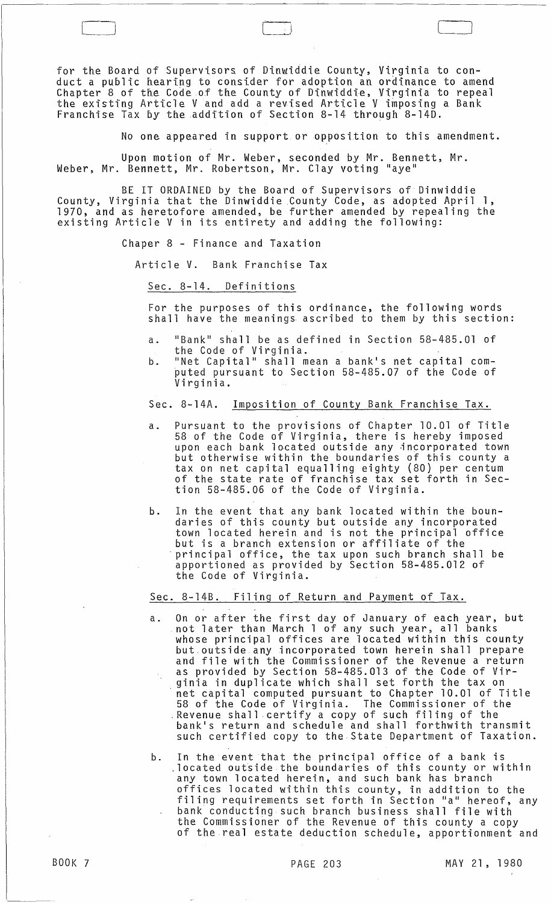for the Board of Supervisors of Dinwiddie County, Virginia to conduct a public hearing to consider for adoption an ordinance to amend Chapter 8 of the Code of the County of Dinwiddie, Virginia to repeal the existing Article V and add a revised Article V imposing a Bank Franchise Tax by the addition of Section 8-14 through 8-14D.

No one appeared in support or opposition to this amendment.

Upon motion of Mr. Weber, seconded by Mr. Bennett, Mr. Weber, Mr. Bennett, Mr. Robertson, Mr. Clay voting "aye"

BE IT ORDAINED by the Board of Supervisors of Dinwiddie County, Virginia that the Dinwiddie County Code, as adopted April 1, 1970, and as heretofore amended, be further amended by repealing the existing Article V in its entirety and adding the following:

Chaper 8 - Finance and Taxation

Article V. Bank Franchise Tax

Sec. 8-14. Definitions

For the purposes of this ordinance, the following words shall have the meanings ascribed to them by this section:

a. "Bank" shall be as defined in Section 58-485.01 of the Code of Virginia.
b. "Net Capital" shall mean a bank's net capital computed pursuant to Section 58-485.07 of the Code of Virginia.

Sec. 8-14A. Imposition of County Bank Franchise Tax.

a. Pursuant to the provisions of Chapter 10.01 of Title 58 of the Code of Virginia, there is hereby imposed upon each bank located outside any incorporated town but otherwise within the boundaries of this county a tax on net capital equalling eighty (80) per centum of the state rate of franchise tax set forth in Section 58-485.06 of the Code of Virginia.

b. In the event that any bank located within the boundaries of this county but outside any incorporated town located herein and is not the principal office but is a branch extension or affiliate of the principal office, the tax upon such branch shall be apportioned as provided by Section 58-485.012 of the Code of Virginia.

Sec. 8-14B. Filing of Return and Payment of Tax.

a. On or after the first day of January of each year, but not later than March 1 of any such year, all banks whose principal offices are located within this county but outside any incorporated town herein shall prepare and file with the Commissioner of the Revenue a return as provided by Section 58-485.013 of the Code of Virginia in duplicate which shall set forth the tax on net capital computed pursuant to Chapter 10.01 of Title 58 of the Code of Virginia. The Commissioner of the Revenue shall certify a copy of such filing of the bank's return and schedule and shall forthwith transmit such certified copy to the State Department of Taxation.

b. In the event that the principal office of a bank is located outside the boundaries of this county or within any town located herein, and such bank has branch offices located within this county, in addition to the filing requirements set forth in Section "a" hereof, any bank conducting such branch business shall file with the Commissioner of the Revenue of this county a copy of the real estate deduction schedule, apportionment and

BOOK 7 PAGE 203 MAY 21, 1980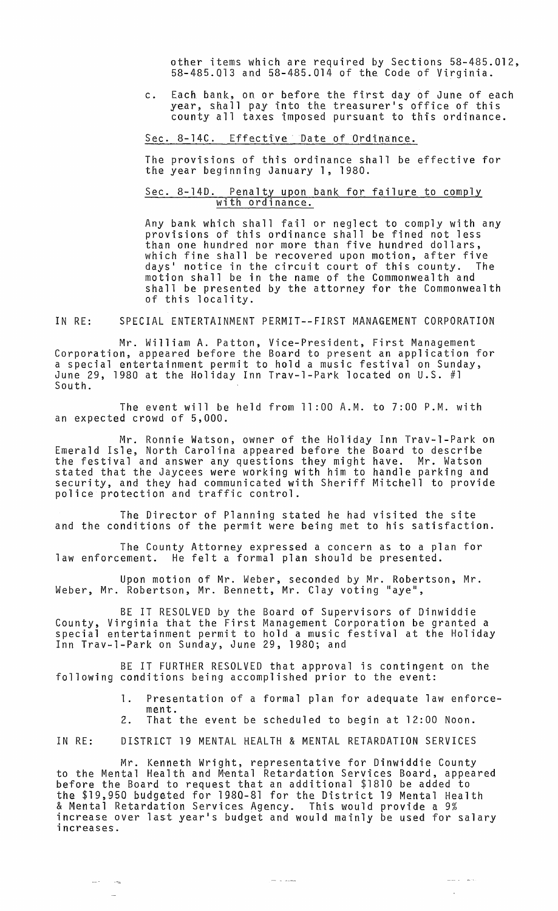other items which are required by Sections 58-485.012, 58-485.013 and 58-485.014 of the Code of Virginia.

c. Each bank, on or before the first day of June of each year, shall pay into the treasurer's office of this county all taxes imposed pursuant to this ordinance.

Sec. 8-14C. Effective Date of Ordinance.

The provisions of this ordinance shall be effective for the year beginning January 1, 1980.

Sec. 8-14D. Penalty upon bank for failure to comply with ordinance.

Any bank which shall fail or neglect to comply with any provisions of this ordinance shall be fined not less than one hundred nor more than five hundred dollars, which fine shall be recovered upon motion, after five days' notice in the circuit court of this county. The motion shall be in the name of the Commonwealth and shall be presented by the attorney for the Commonwealth of this locality.

IN RE: SPECIAL ENTERTAINMENT PERMIT--FIRST MANAGEMENT CORPORATION

Mr. William A. Patton, Vice-President, First Management Corporation, appeared before the Board to present an application for a special entertainment permit to hold a music festival on Sunday, June 29, 1980 at the Holiday Inn Trav-l-Park located on U.S. #1 South.

The event will be held from 11:00 A.M. to 7:00 P.M. with an expected crowd of 5,000.

Mr. Ronnie Watson, owner of the Holiday Inn Trav-l-Park on Emerald Isle, North Carolina appeared before the Board to describe the festival and answer any questions they might have. Mr. Watson stated that the Jaycees were working with him to handle parking and security, and they had communicated with Sheriff Mitchell to provide police protection and traffic control.

The Director of Planning stated he had visited the site and the conditions of the permit were being met to his satisfaction.

The County Attorney expressed a concern as to a plan for law enforcement. He felt a formal plan should be presented.

Upon motion of Mr. Weber, seconded by Mr. Robertson, Mr. Weber, Mr. Robertson, Mr. Bennett, Mr. Clay voting "aye",

BE IT RESOLVED by the Board of Supervisors of Dinwiddie County, Virginia that the First Management Corporation be granted a special entertainment permit to hold a music festival at the Holiday Inn Trav-l-Park on Sunday, June 29, 1980; and

BE IT FURTHER RESOLVED that approval is contingent on the following conditions being accomplished prior to the event:

1. Presentation of a formal plan for adequate law enforcement.
2. That the event be scheduled to begin at 12:00 Noon.

IN RE: DISTRICT 19 MENTAL HEALTH & MENTAL RETARDATION SERVICES

Mr. Kenneth Wright, representative for Dinwiddie County to the Mental Health and Mental Retardation Services Board, appeared before the Board to request that an additional $1810 be added to the $19,950 budgeted for 1980-81 for the District 19 Mental Health & Mental Retardation Services Agency. This would provide a 9% increase over last year's budget and would mainly be used for salary increases.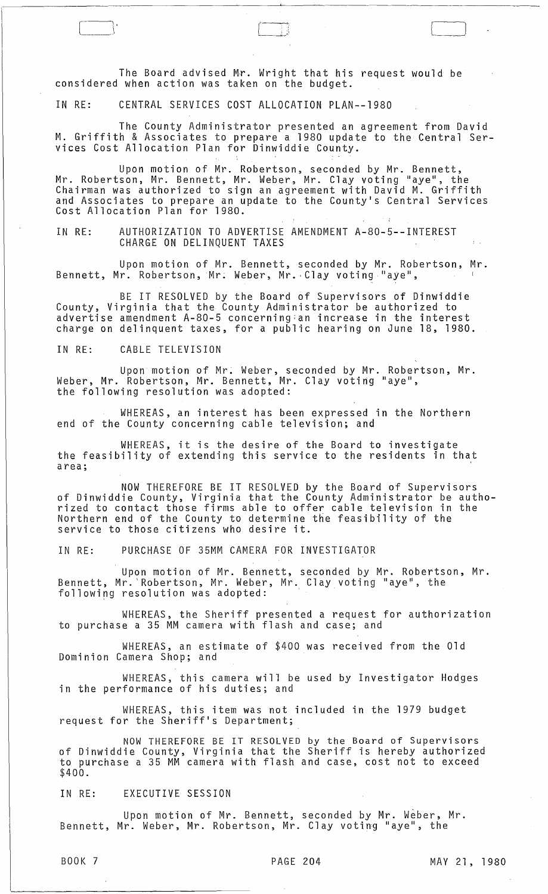The Board advised Mr. Wright that his request would be considered when action was taken on the budget.

IN RE: CENTRAL SERVICES COST ALLOCATION PLAN--1980

The County Administrator presented an agreement from David M. Griffith & Associates to prepare a 1980 update to the Central Services Cost Allocation Plan for Dinwiddie County.

Upon motion of Mr. Robertson, seconded by Mr. Bennett, Mr. Robertson, Mr. Bennett, Mr. Weber, Mr. Clay voting "aye", the Chairman was authorized to sign an agreement with David M. Griffith and Associates to prepare an update to the County's Central Services Cost Allocation Plan for 1980.

IN RE: AUTHORIZATION TO ADVERTISE AMENDMENT A-80-5--INTEREST CHARGE ON DELINQUENT TAXES

Upon motion of Mr. Bennett, seconded by Mr. Robertson, Mr. Bennett, Mr. Robertson, Mr. Weber, Mr. Clay voting "aye",

BE IT RESOLVED by the Board of Supervisors of Dinwiddie County, Virginia that the County Administrator be authorized to advertise amendment A-80-5 concerning an increase in the interest charge on delinquent taxes, for a public hearing on June 18, 1980.

IN RE: CABLE TELEVISION

Upon motion of Mr. Weber, seconded by Mr. Robertson, Mr. Weber, Mr. Robertson, Mr. Bennett, Mr. Clay voting "aye", the following resolution was adopted:

WHEREAS, an interest has been expressed in the Northern end of the County concerning cable television; and

WHEREAS, it is the desire of the Board to investigate the feasibility of extending this service to the residents in that area;

NOW THEREFORE BE IT RESOLVED by the Board of Supervisors of Dinwiddie County, Virginia that the County Administrator be authorized to contact those firms able to offer cable television in the Northern end of the County to determine the feasibility of the service to those citizens who desire it.

IN RE: PURCHASE OF 35MM CAMERA FOR INVESTIGATOR

Upon motion of Mr. Bennett, seconded by Mr. Robertson, Mr. Bennett, Mr. Robertson, Mr. Weber, Mr. Clay voting "aye", the following resolution was adopted:

WHEREAS, the Sheriff presented a request for authorization to purchase a 35 MM camera with flash and case; and

WHEREAS, an estimate of $400 was received from the Old Dominion Camera Shop; and

WHEREAS, this camera will be used by Investigator Hodges in the performance of his duties; and

WHEREAS, this item was not included in the 1979 budget request for the Sheriff's Department;

NOW THEREFORE BE IT RESOLVED by the Board of Supervisors of Dinwiddie County, Virginia that the Sheriff is hereby authorized to purchase a 35 MM camera with flash and case, cost not to exceed $400.

IN RE: EXECUTIVE SESSION

Upon motion of Mr. Bennett, seconded by Mr. Weber, Mr. Bennett, Mr. Weber, Mr. Robertson, Mr. Clay voting "aye", the

BOOK 7 PAGE 204 MAY 21, 1980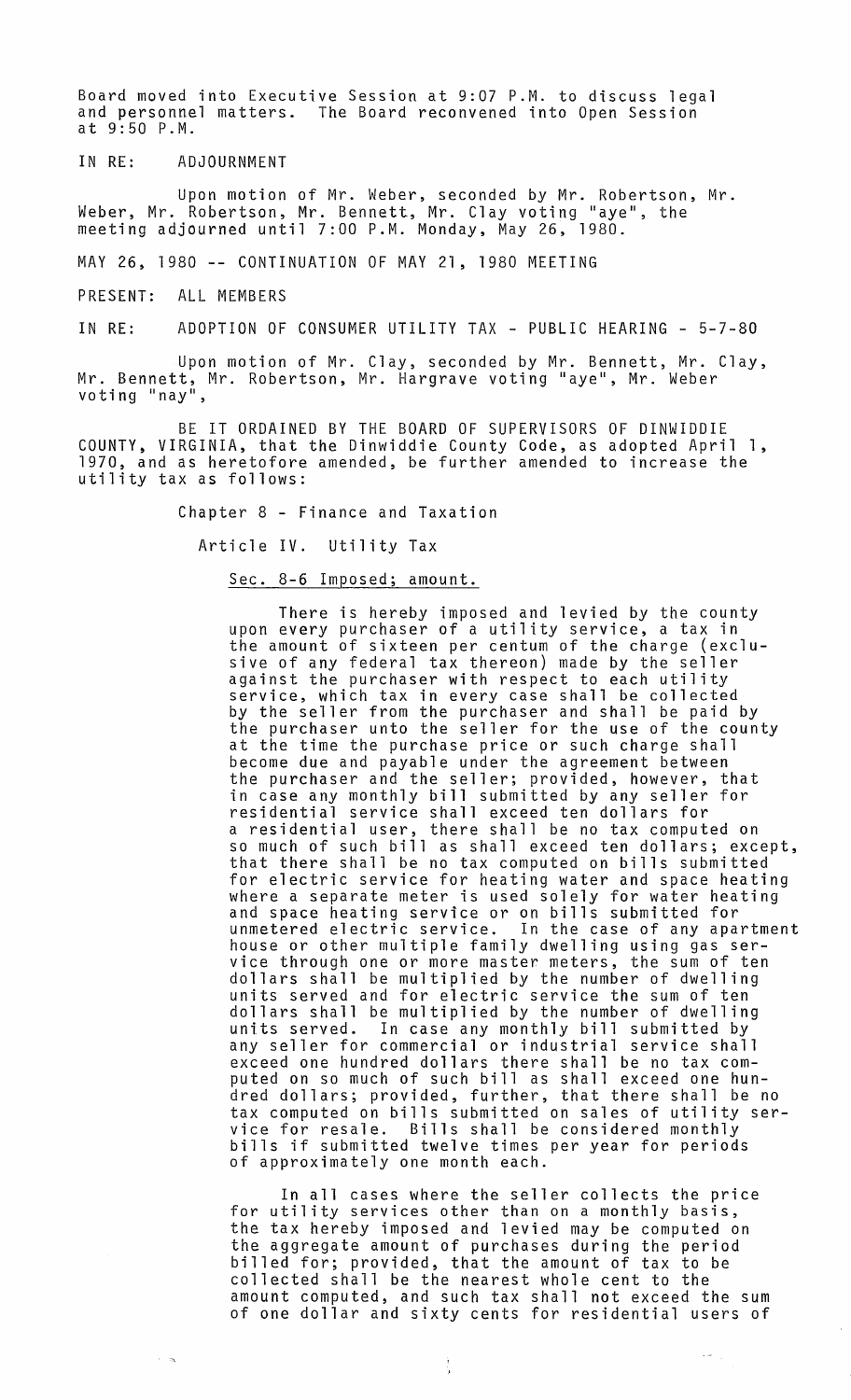Board moved into Executive Session at 9:07 P.M. to discuss legal and personnel matters. The Board reconvened into Open Session at 9:50 P.M.

IN RE: ADJOURNMENT

Upon motion of Mr. Weber, seconded by Mr. Robertson, Mr. Weber, Mr. Robertson, Mr. Bennett, Mr. Clay voting "aye", the meeting adjourned until 7:00 P.M. Monday, May 26, 1980.

MAY 26, 1980 -- CONTINUATION OF MAY 21, 1980 MEETING

PRESENT: ALL MEMBERS

IN RE: ADOPTION OF CONSUMER UTILITY TAX - PUBLIC HEARING - 5-7-80

Upon motion of Mr. Clay, seconded by Mr. Bennett, Mr. Clay, Mr. Bennett, Mr. Robertson, Mr. Hargrave voting "aye", Mr. Weber voting "nay",

BE IT ORDAINED BY THE BOARD OF SUPERVISORS OF DINWIDDIE COUNTY, VIRGINIA, that the Dinwiddie County Code, as adopted April 1, 1970, and as heretofore amended, be further amended to increase the utility tax as follows:

Chapter 8 - Finance and Taxation

Article IV. Utility Tax

Sec. 8-6 Imposed; amount.

There is hereby imposed and levied by the county upon every purchaser of a utility service, a tax in the amount of sixteen per centum of the charge (exclusive of any federal tax thereon) made by the seller against the purchaser with respect to each utility service, which tax in every case shall be collected by the seller from the purchaser and shall be paid by the purchaser unto the seller for the use of the county at the time the purchase price or such charge shall become due and payable under the agreement between the purchaser and the seller; provided, however, that in case any monthly bill submitted by any seller for residential service shall exceed ten dollars for a residential user, there shall be no tax computed on so much of such bill as shall exceed ten dollars; except, that there shall be no tax computed on bills submitted for electric service for heating water and space heating where a separate meter is used solely for water heating and space heating service or on bills submitted for unmetered electric service. In the case of any apartment house or other multiple family dwelling using gas service through one or more master meters, the sum of ten dollars shall be multiplied by the number of dwelling units served and for electric service the sum of ten dollars shall be multiplied by the number of dwelling units served. In case any monthly bill submitted by any seller for commercial or industrial service shall exceed one hundred dollars there shall be no tax computed on so much of such bill as shall exceed one hundred dollars; provided, further, that there shall be no tax computed on bills submitted on sales of utility service for resale. Bills shall be considered monthly bills if submitted twelve times per year for periods of approximately one month each.

In all cases where the seller collects the price for utility services other than on a monthly basis, the tax hereby imposed and levied may be computed on the aggregate amount of purchases during the period billed for; provided, that the amount of tax to be collected shall be the nearest whole cent to the amount computed, and such tax shall not exceed the sum of one dollar and sixty cents for residential users of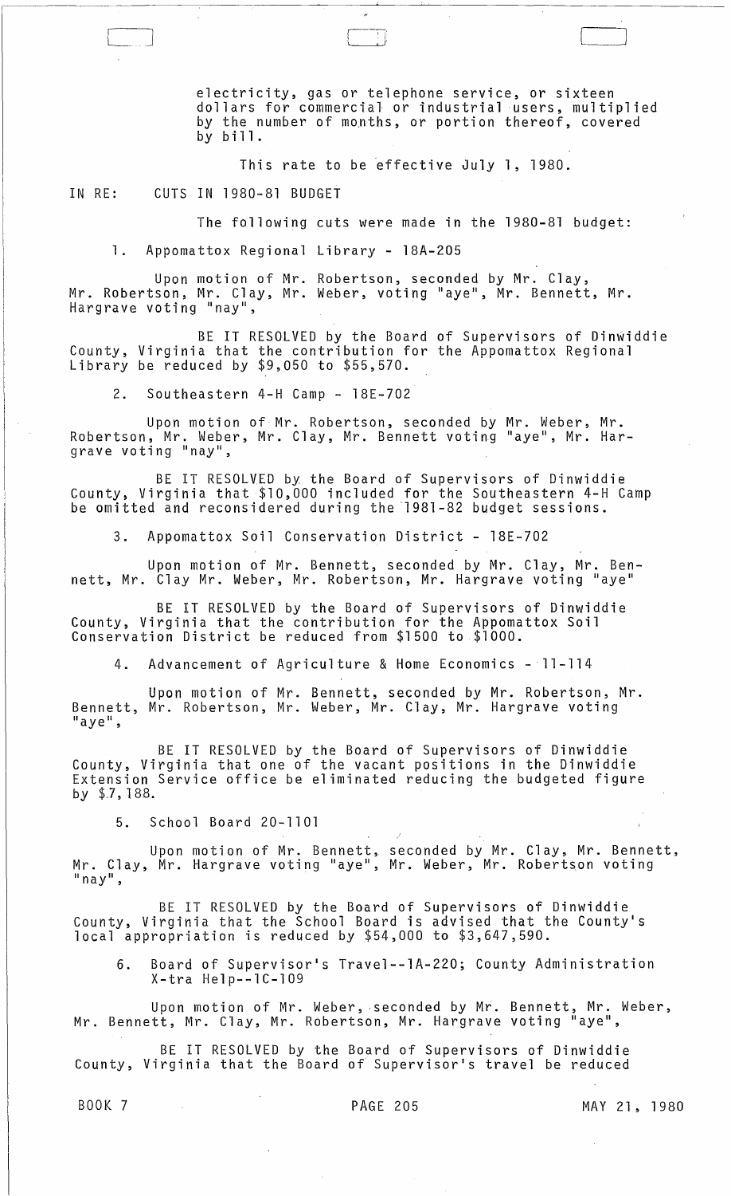electricity, gas or telephone service, or sixteen dollars for commercial or industrial users, multiplied by the number of months, or portion thereof, covered by bill.

This rate to be effective July 1, 1980.

IN RE: CUTS IN 1980-81 BUDGET

The following cuts were made in the 1980-81 budget:

1. Appomattox Regional Library - 18A-205

Upon motion of Mr. Robertson, seconded by Mr. Clay, Mr. Robertson, Mr. Clay, Mr. Weber, voting "aye", Mr. Bennett, Mr. Hargrave voting "nay",

BE IT RESOLVED by the Board of Supervisors of Dinwiddie County, Virginia that the contribution for the Appomattox Regional Library be reduced by $9,050 to $55,570.

2. Southeastern 4-H Camp - 18E-702

Upon motion of Mr. Robertson, seconded by Mr. Weber, Mr. Robertson, Mr. Weber, Mr. Clay, Mr. Bennett voting "aye", Mr. Hargrave voting "nay",

BE IT RESOLVED by the Board of Supervisors of Dinwiddie County, Virginia that $10,000 included for the Southeastern 4-H Camp be omitted and reconsidered during the 1981-82 budget sessions.

3. Appomattox Soil Conservation District - 18E-702

Upon motion of Mr. Bennett, seconded by Mr. Clay, Mr. Bennett, Mr. Clay Mr. Weber, Mr. Robertson, Mr. Hargrave voting "aye"

BE IT RESOLVED by the Board of Supervisors of Dinwiddie County, Virginia that the contribution for the Appomattox Soil Conservation District be reduced from $1500 to $1000.

4. Advancement of Agriculture & Home Economics - 11-114

Upon motion of Mr. Bennett, seconded by Mr. Robertson, Mr. Bennett, Mr. Robertson, Mr. Weber, Mr. Clay, Mr. Hargrave voting "aye",

BE IT RESOLVED by the Board of Supervisors of Dinwiddie County, Virginia that one of the vacant positions in the Dinwiddie Extension Service office be eliminated reducing the budgeted figure by $7,188.

5. School Board 20-1101

Upon motion of Mr. Bennett, seconded by Mr. Clay, Mr. Bennett, Mr. Clay, Mr. Hargrave voting "aye", Mr. Weber, Mr. Robertson voting "nay",

BE IT RESOLVED by the Board of Supervisors of Dinwiddie County, Virginia that the School Board is advised that the County's local appropriation is reduced by $54,000 to $3,647,590.

6. Board of Supervisor's Travel--1A-220; County Administration X-tra Help--1C-109

Upon motion of Mr. Weber, seconded by Mr. Bennett, Mr. Weber, Mr. Bennett, Mr. Clay, Mr. Robertson, Mr. Hargrave voting "aye",

BE IT RESOLVED by the Board of Supervisors of Dinwiddie County, Virginia that the Board of Supervisor's travel be reduced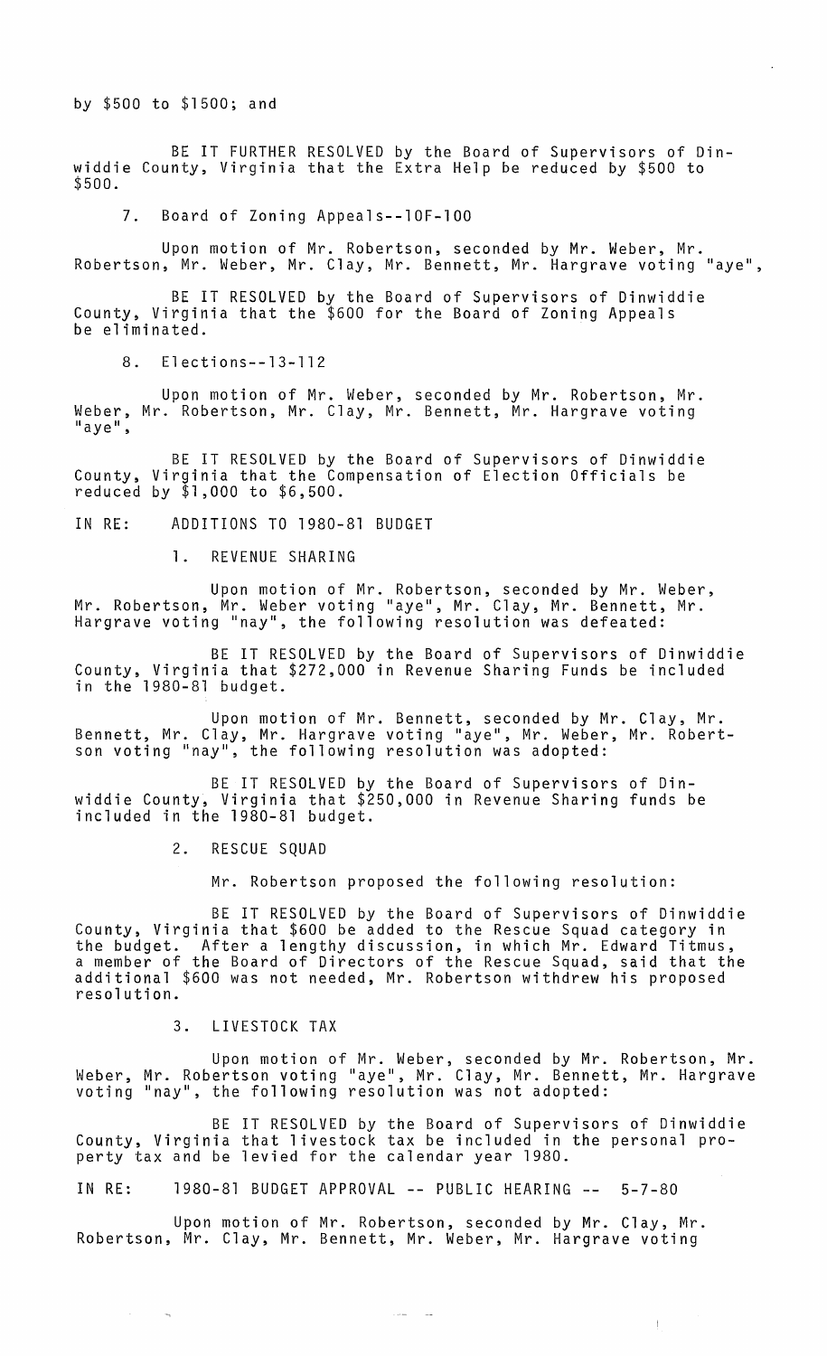by $500 to $1500; and

BE IT FURTHER RESOLVED by the Board of Supervisors of Dinwiddie County, Virginia that the Extra Help be reduced by $500 to $500.

7. Board of Zoning Appeals--10F-100

Upon motion of Mr. Robertson, seconded by Mr. Weber, Mr. Robertson, Mr. Weber, Mr. Clay, Mr. Bennett, Mr. Hargrave voting "aye",

BE IT RESOLVED by the Board of Supervisors of Dinwiddie County, Virginia that the $600 for the Board of Zoning Appeals be eliminated.

8. Elections--13-112

Upon motion of Mr. Weber, seconded by Mr. Robertson, Mr. Weber, Mr. Robertson, Mr. Clay, Mr. Bennett, Mr. Hargrave voting "aye",

BE IT RESOLVED by the Board of Supervisors of Dinwiddie County, Virginia that the Compensation of Election Officials be reduced by $1,000 to $6,500.

IN RE: ADDITIONS TO 1980-81 BUDGET

1. REVENUE SHARING

Upon motion of Mr. Robertson, seconded by Mr. Weber, Mr. Robertson, Mr. Weber voting "aye", Mr. Clay, Mr. Bennett, Mr. Hargrave voting "nay", the following resolution was defeated:

BE IT RESOLVED by the Board of Supervisors of Dinwiddie County, Virginia that $272,000 in Revenue Sharing Funds be included in the 1980-81 budget.

Upon motion of Mr. Bennett, seconded by Mr. Clay, Mr. Bennett, Mr. Clay, Mr. Hargrave voting "aye", Mr. Weber, Mr. Robertson voting "nay", the following resolution was adopted:

BE IT RESOLVED by the Board of Supervisors of Dinwiddie County, Virginia that $250,000 in Revenue Sharing funds be included in the 1980-81 budget.

2. RESCUE SQUAD

Mr. Robertson proposed the following resolution:

BE IT RESOLVED by the Board of Supervisors of Dinwiddie County, Virginia that $600 be added to the Rescue Squad category in the budget. After a lengthy discussion, in which Mr. Edward Titmus, a member of the Board of Directors of the Rescue Squad, said that the additional $600 was not needed, Mr. Robertson withdrew his proposed resolution.

3. LIVESTOCK TAX

Upon motion of Mr. Weber, seconded by Mr. Robertson, Mr. Weber, Mr. Robertson voting "aye", Mr. Clay, Mr. Bennett, Mr. Hargrave voting "nay", the following resolution was not adopted:

BE IT RESOLVED by the Board of Supervisors of Dinwiddie County, Virginia that livestock tax be included in the personal property tax and be levied for the calendar year 1980.

IN RE: 1980-81 BUDGET APPROVAL -- PUBLIC HEARING -- 5-7-80

Upon motion of Mr. Robertson, seconded by Mr. Clay, Mr. Robertson, Mr. Clay, Mr. Bennett, Mr. Weber, Mr. Hargrave voting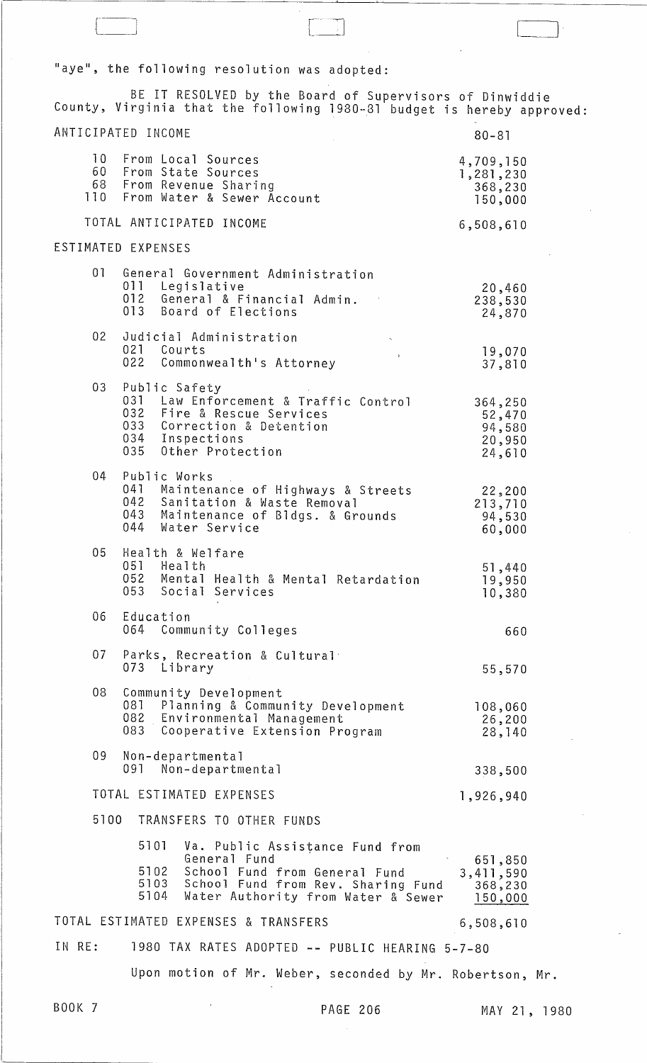"aye", the following resolution was adopted:

BE IT RESOLVED by the Board of Supervisors of Dinwiddie County, Virginia that the following 1980-81 budget is hereby approved:

| ANTICIPATED INCOME | 80-81 |
|---|---|
| 10 From Local Sources | 4,709,150 |
| 60 From State Sources | 1,281,230 |
| 68 From Revenue Sharing | 368,230 |
| 110 From Water & Sewer Account | 150,000 |
| TOTAL ANTICIPATED INCOME | 6,508,610 |

| ESTIMATED EXPENSES | |
|---|---|
| 01 General Government Administration | |
| 011 Legislative | 20,460 |
| 012 General & Financial Admin. | 238,530 |
| 013 Board of Elections | 24,870 |
| 02 Judicial Administration | |
| 021 Courts | 19,070 |
| 022 Commonwealth's Attorney | 37,810 |
| 03 Public Safety | |
| 031 Law Enforcement & Traffic Control | 364,250 |
| 032 Fire & Rescue Services | 52,470 |
| 033 Correction & Detention | 94,580 |
| 034 Inspections | 20,950 |
| 035 Other Protection | 24,610 |
| 04 Public Works | |
| 041 Maintenance of Highways & Streets | 22,200 |
| 042 Sanitation & Waste Removal | 213,710 |
| 043 Maintenance of Bldgs. & Grounds | 94,530 |
| 044 Water Service | 60,000 |
| 05 Health & Welfare | |
| 051 Health | 51,440 |
| 052 Mental Health & Mental Retardation | 19,950 |
| 053 Social Services | 10,380 |
| 06 Education | |
| 064 Community Colleges | 660 |
| 07 Parks, Recreation & Cultural | |
| 073 Library | 55,570 |
| 08 Community Development | |
| 081 Planning & Community Development | 108,060 |
| 082 Environmental Management | 26,200 |
| 083 Cooperative Extension Program | 28,140 |
| 09 Non-departmental | |
| 091 Non-departmental | 338,500 |
| TOTAL ESTIMATED EXPENSES | 1,926,940 |
| 5100 TRANSFERS TO OTHER FUNDS | |
| 5101 Va. Public Assistance Fund from General Fund | 651,850 |
| 5102 School Fund from General Fund | 3,411,590 |
| 5103 School Fund from Rev. Sharing Fund | 368,230 |
| 5104 Water Authority from Water & Sewer | 150,000 |
| TOTAL ESTIMATED EXPENSES & TRANSFERS | 6,508,610 |

IN RE: 1980 TAX RATES ADOPTED -- PUBLIC HEARING 5-7-80

Upon motion of Mr. Weber, seconded by Mr. Robertson, Mr.

BOOK 7 PAGE 206 MAY 21, 1980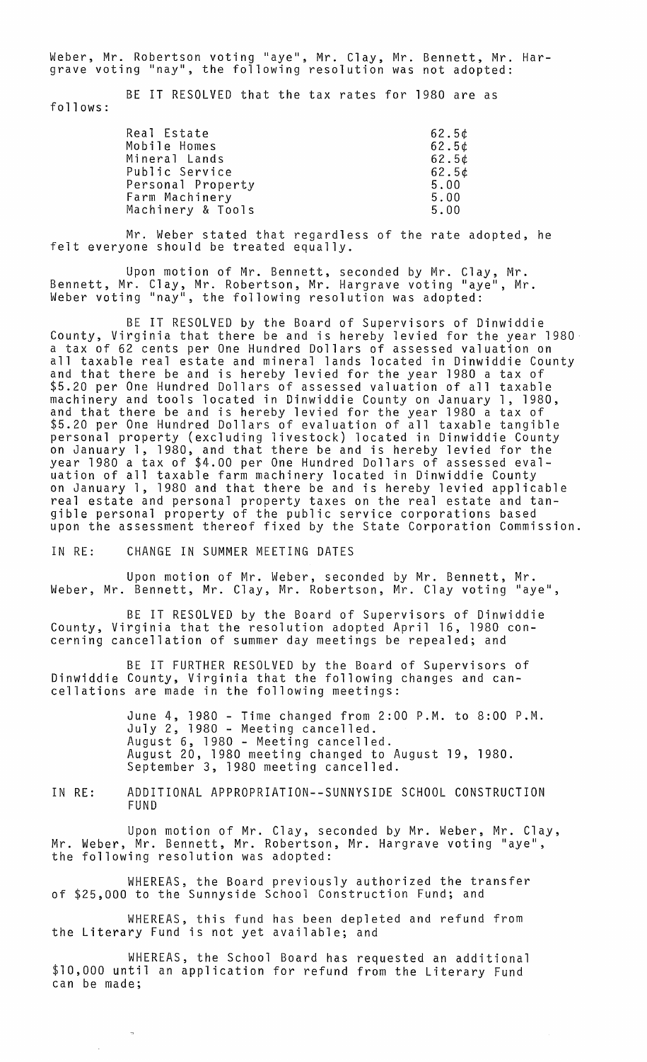Weber, Mr. Robertson voting "aye", Mr. Clay, Mr. Bennett, Mr. Hargrave voting "nay", the following resolution was not adopted:

BE IT RESOLVED that the tax rates for 1980 are as follows:

| | |
|---|---|
| Real Estate | 62.5¢ |
| Mobile Homes | 62.5¢ |
| Mineral Lands | 62.5¢ |
| Public Service | 62.5¢ |
| Personal Property | 5.00 |
| Farm Machinery | 5.00 |
| Machinery & Tools | 5.00 |

Mr. Weber stated that regardless of the rate adopted, he felt everyone should be treated equally.

Upon motion of Mr. Bennett, seconded by Mr. Clay, Mr. Bennett, Mr. Clay, Mr. Robertson, Mr. Hargrave voting "aye", Mr. Weber voting "nay", the following resolution was adopted:

BE IT RESOLVED by the Board of Supervisors of Dinwiddie County, Virginia that there be and is hereby levied for the year 1980 a tax of 62 cents per One Hundred Dollars of assessed valuation on all taxable real estate and mineral lands located in Dinwiddie County and that there be and is hereby levied for the year 1980 a tax of \$5.20 per One Hundred Dollars of assessed valuation of all taxable machinery and tools located in Dinwiddie County on January 1, 1980, and that there be and is hereby levied for the year 1980 a tax of \$5.20 per One Hundred Dollars of evaluation of all taxable tangible personal property (excluding livestock) located in Dinwiddie County on January 1, 1980, and that there be and is hereby levied for the year 1980 a tax of \$4.00 per One Hundred Dollars of assessed evaluation of all taxable farm machinery located in Dinwiddie County on January 1, 1980 and that there be and is hereby levied applicable real estate and personal property taxes on the real estate and tangible personal property of the public service corporations based upon the assessment thereof fixed by the State Corporation Commission.

IN RE: CHANGE IN SUMMER MEETING DATES

Upon motion of Mr. Weber, seconded by Mr. Bennett, Mr. Weber, Mr. Bennett, Mr. Clay, Mr. Robertson, Mr. Clay voting "aye",

BE IT RESOLVED by the Board of Supervisors of Dinwiddie County, Virginia that the resolution adopted April 16, 1980 concerning cancellation of summer day meetings be repealed; and

BE IT FURTHER RESOLVED by the Board of Supervisors of Dinwiddie County, Virginia that the following changes and cancellations are made in the following meetings:

June 4, 1980 - Time changed from 2:00 P.M. to 8:00 P.M.
July 2, 1980 - Meeting cancelled.
August 6, 1980 - Meeting cancelled.
August 20, 1980 meeting changed to August 19, 1980.
September 3, 1980 meeting cancelled.

IN RE: ADDITIONAL APPROPRIATION--SUNNYSIDE SCHOOL CONSTRUCTION FUND

Upon motion of Mr. Clay, seconded by Mr. Weber, Mr. Clay, Mr. Weber, Mr. Bennett, Mr. Robertson, Mr. Hargrave voting "aye", the following resolution was adopted:

WHEREAS, the Board previously authorized the transfer of \$25,000 to the Sunnyside School Construction Fund; and

WHEREAS, this fund has been depleted and refund from the Literary Fund is not yet available; and

WHEREAS, the School Board has requested an additional \$10,000 until an application for refund from the Literary Fund can be made;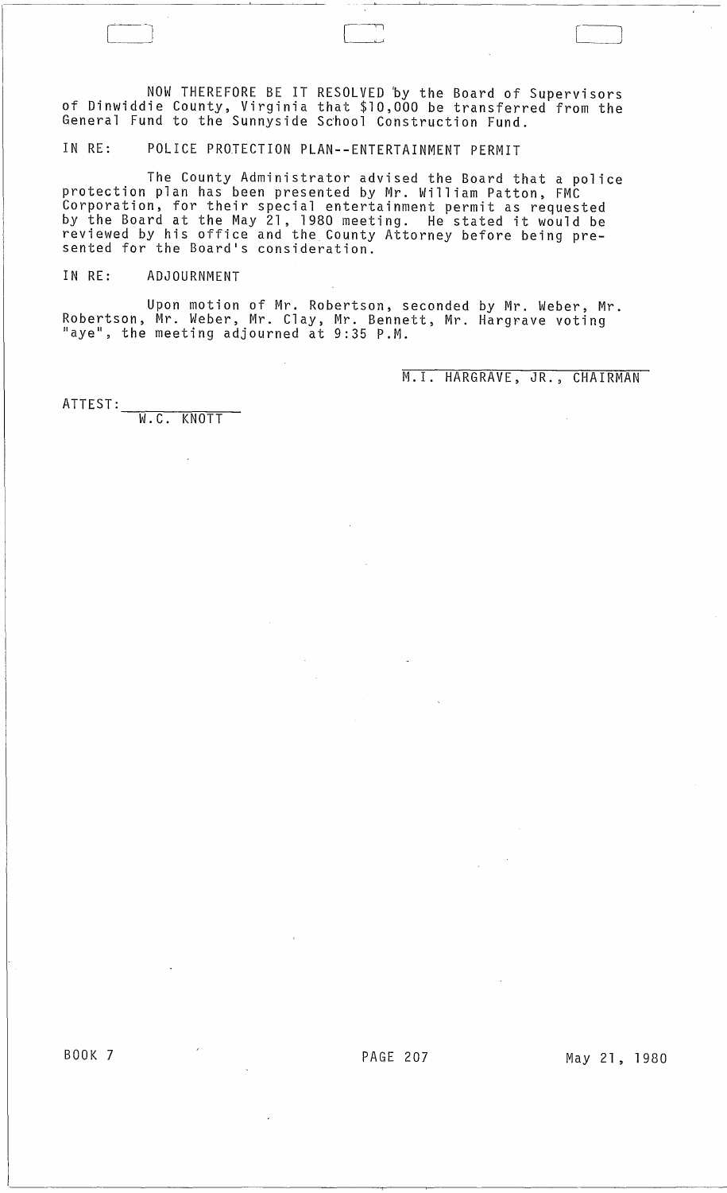NOW THEREFORE BE IT RESOLVED by the Board of Supervisors of Dinwiddie County, Virginia that $10,000 be transferred from the General Fund to the Sunnyside School Construction Fund.

IN RE: POLICE PROTECTION PLAN--ENTERTAINMENT PERMIT

The County Administrator advised the Board that a police protection plan has been presented by Mr. William Patton, FMC Corporation, for their special entertainment permit as requested by the Board at the May 21, 1980 meeting. He stated it would be reviewed by his office and the County Attorney before being presented for the Board's consideration.

IN RE: ADJOURNMENT

Upon motion of Mr. Robertson, seconded by Mr. Weber, Mr. Robertson, Mr. Weber, Mr. Clay, Mr. Bennett, Mr. Hargrave voting "aye", the meeting adjourned at 9:35 P.M.

M.I. HARGRAVE, JR., CHAIRMAN

ATTEST: W.C. KNOTT

BOOK 7 PAGE 207 May 21, 1980